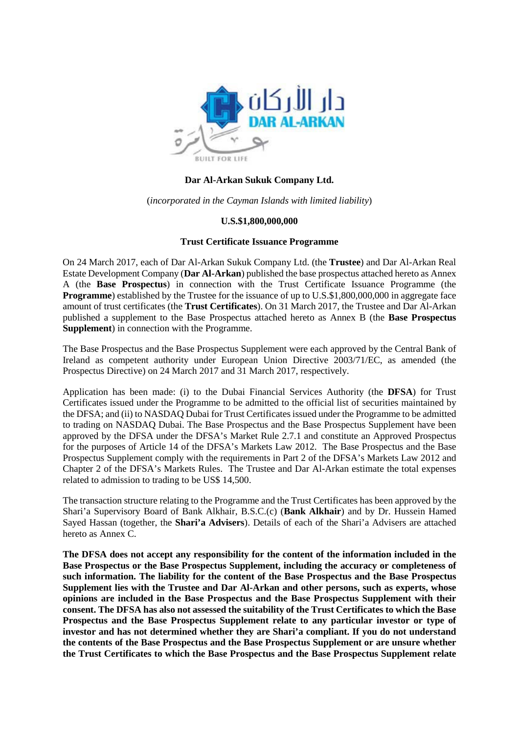**Dar Al-Arkan Sukuk Company Ltd.**

(*incorporated in the Cayman Islands with limited liability*)

**U.S.$1,800,000,000**

**Trust Certificate Issuance Programme**

On 24 March 2017, each of Dar Al-Arkan Sukuk Company Ltd. (the **Trustee**) and Dar Al-Arkan Real Estate Development Company (**Dar Al-Arkan**) published the base prospectus attached hereto as Annex A (the **Base Prospectus**) in connection with the Trust Certificate Issuance Programme (the **Programme**) established by the Trustee for the issuance of up to U.S.$1,800,000,000 in aggregate face amount of trust certificates (the **Trust Certificates**). On 31 March 2017, the Trustee and Dar Al-Arkan published a supplement to the Base Prospectus attached hereto as Annex B (the **Base Prospectus Supplement**) in connection with the Programme.

The Base Prospectus and the Base Prospectus Supplement were each approved by the Central Bank of Ireland as competent authority under European Union Directive 2003/71/EC, as amended (the Prospectus Directive) on 24 March 2017 and 31 March 2017, respectively.

Application has been made: (i) to the Dubai Financial Services Authority (the **DFSA**) for Trust Certificates issued under the Programme to be admitted to the official list of securities maintained by the DFSA; and (ii) to NASDAQ Dubai for Trust Certificates issued under the Programme to be admitted to trading on NASDAQ Dubai. The Base Prospectus and the Base Prospectus Supplement have been approved by the DFSA under the DFSA's Market Rule 2.7.1 and constitute an Approved Prospectus for the purposes of Article 14 of the DFSA's Markets Law 2012. The Base Prospectus and the Base Prospectus Supplement comply with the requirements in Part 2 of the DFSA's Markets Law 2012 and Chapter 2 of the DFSA's Markets Rules. The Trustee and Dar Al-Arkan estimate the total expenses related to admission to trading to be US$ 14,500.

The transaction structure relating to the Programme and the Trust Certificates has been approved by the Shari'a Supervisory Board of Bank Alkhair, B.S.C.(c) (**Bank Alkhair**) and by Dr. Hussein Hamed Sayed Hassan (together, the **Shari'a Advisers**). Details of each of the Shari'a Advisers are attached hereto as Annex C.

**The DFSA does not accept any responsibility for the content of the information included in the Base Prospectus or the Base Prospectus Supplement, including the accuracy or completeness of such information. The liability for the content of the Base Prospectus and the Base Prospectus Supplement lies with the Trustee and Dar Al-Arkan and other persons, such as experts, whose opinions are included in the Base Prospectus and the Base Prospectus Supplement with their consent. The DFSA has also not assessed the suitability of the Trust Certificates to which the Base Prospectus and the Base Prospectus Supplement relate to any particular investor or type of investor and has not determined whether they are Shari'a compliant. If you do not understand the contents of the Base Prospectus and the Base Prospectus Supplement or are unsure whether the Trust Certificates to which the Base Prospectus and the Base Prospectus Supplement relate**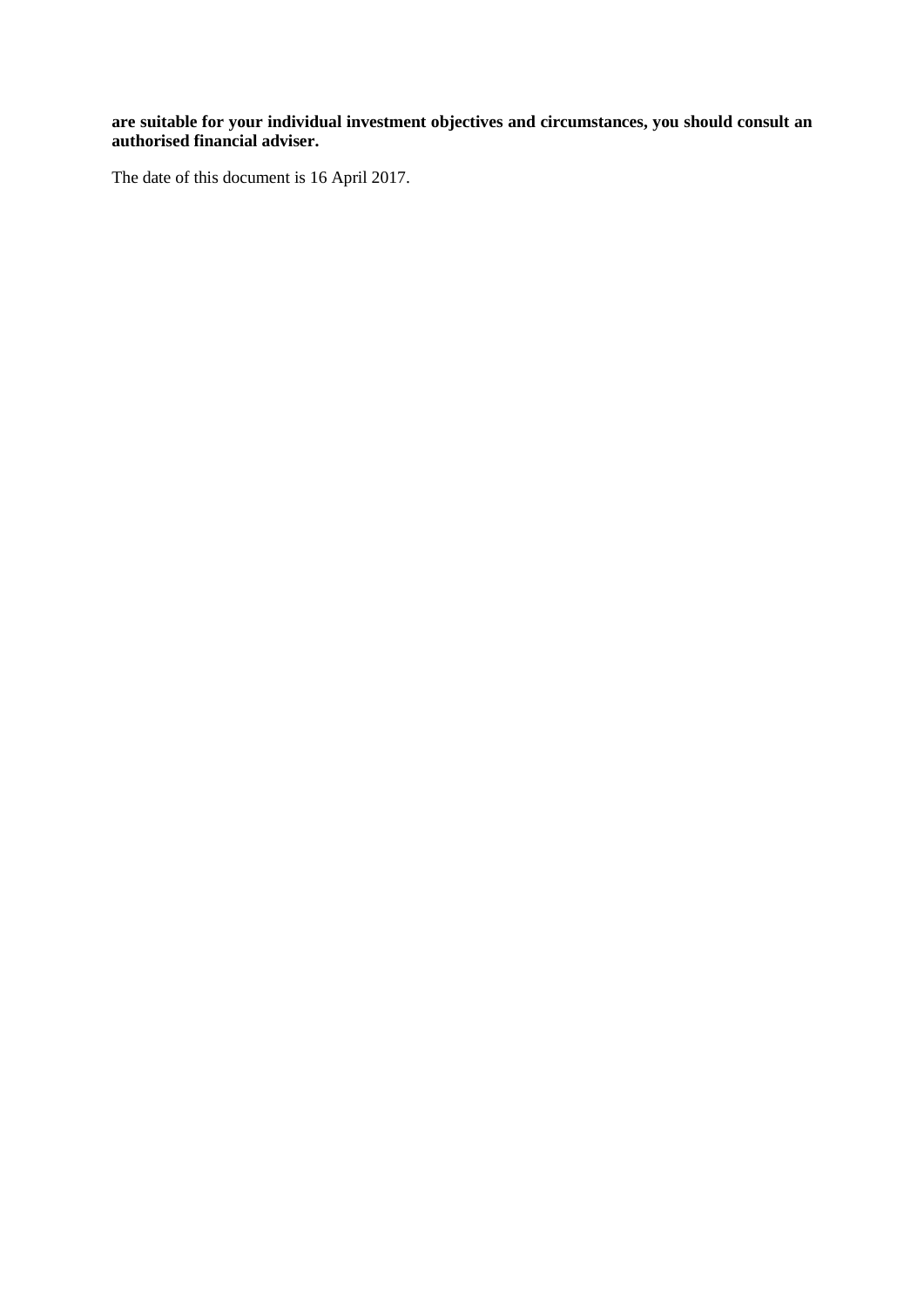**are suitable for your individual investment objectives and circumstances, you should consult an authorised financial adviser.**

The date of this document is 16 April 2017.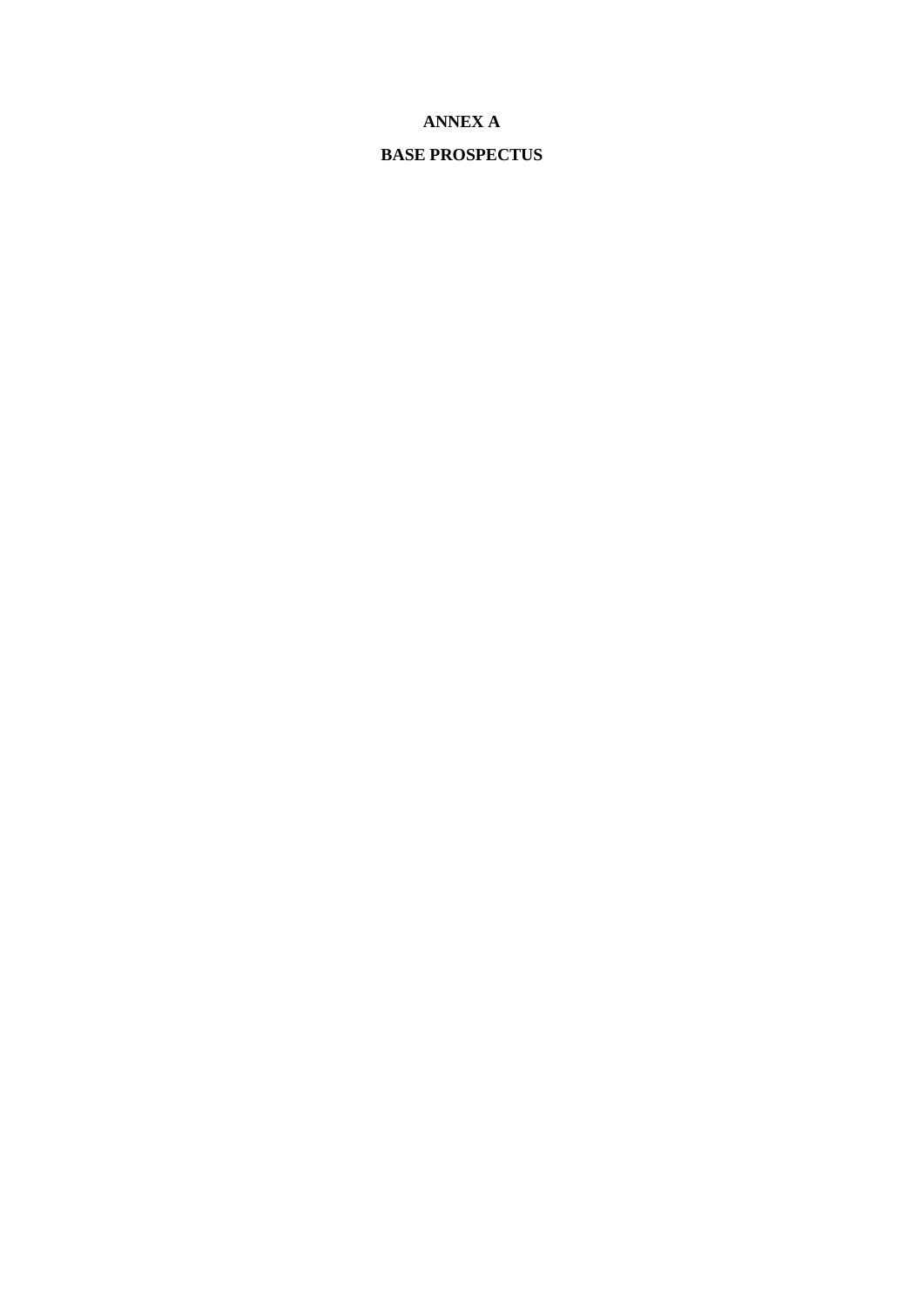# ANNEX A

# BASE PROSPECTUS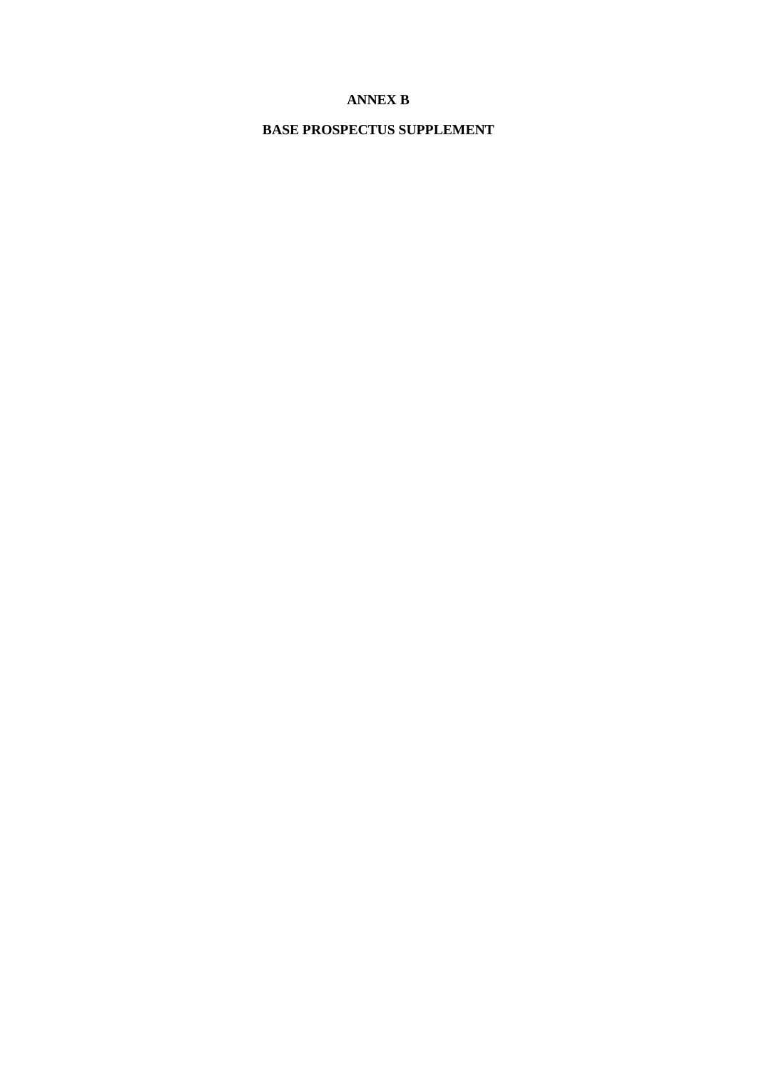# ANNEX B

# BASE PROSPECTUS SUPPLEMENT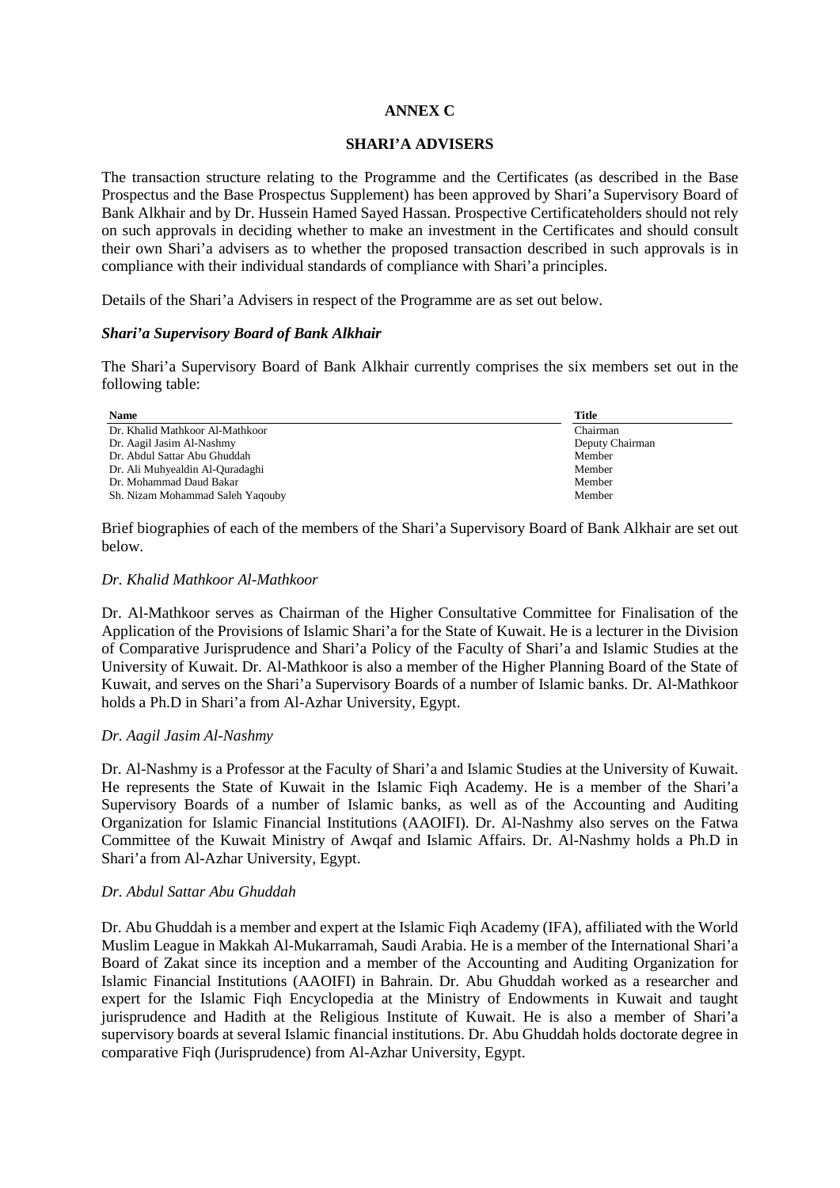## ANNEX C

## SHARI'A ADVISERS

The transaction structure relating to the Programme and the Certificates (as described in the Base Prospectus and the Base Prospectus Supplement) has been approved by Shari'a Supervisory Board of Bank Alkhair and by Dr. Hussein Hamed Sayed Hassan. Prospective Certificateholders should not rely on such approvals in deciding whether to make an investment in the Certificates and should consult their own Shari'a advisers as to whether the proposed transaction described in such approvals is in compliance with their individual standards of compliance with Shari'a principles.

Details of the Shari'a Advisers in respect of the Programme are as set out below.

### *Shari'a Supervisory Board of Bank Alkhair*

The Shari'a Supervisory Board of Bank Alkhair currently comprises the six members set out in the following table:

| Name | Title |
|---|---|
| Dr. Khalid Mathkoor Al-Mathkoor | Chairman |
| Dr. Aagil Jasim Al-Nashmy | Deputy Chairman |
| Dr. Abdul Sattar Abu Ghuddah | Member |
| Dr. Ali Muhyealdin Al-Quradaghi | Member |
| Dr. Mohammad Daud Bakar | Member |
| Sh. Nizam Mohammad Saleh Yaqouby | Member |

Brief biographies of each of the members of the Shari'a Supervisory Board of Bank Alkhair are set out below.

#### *Dr. Khalid Mathkoor Al-Mathkoor*

Dr. Al-Mathkoor serves as Chairman of the Higher Consultative Committee for Finalisation of the Application of the Provisions of Islamic Shari'a for the State of Kuwait. He is a lecturer in the Division of Comparative Jurisprudence and Shari'a Policy of the Faculty of Shari'a and Islamic Studies at the University of Kuwait. Dr. Al-Mathkoor is also a member of the Higher Planning Board of the State of Kuwait, and serves on the Shari'a Supervisory Boards of a number of Islamic banks. Dr. Al-Mathkoor holds a Ph.D in Shari'a from Al-Azhar University, Egypt.

#### *Dr. Aagil Jasim Al-Nashmy*

Dr. Al-Nashmy is a Professor at the Faculty of Shari'a and Islamic Studies at the University of Kuwait. He represents the State of Kuwait in the Islamic Fiqh Academy. He is a member of the Shari'a Supervisory Boards of a number of Islamic banks, as well as of the Accounting and Auditing Organization for Islamic Financial Institutions (AAOIFI). Dr. Al-Nashmy also serves on the Fatwa Committee of the Kuwait Ministry of Awqaf and Islamic Affairs. Dr. Al-Nashmy holds a Ph.D in Shari'a from Al-Azhar University, Egypt.

#### *Dr. Abdul Sattar Abu Ghuddah*

Dr. Abu Ghuddah is a member and expert at the Islamic Fiqh Academy (IFA), affiliated with the World Muslim League in Makkah Al-Mukarramah, Saudi Arabia. He is a member of the International Shari'a Board of Zakat since its inception and a member of the Accounting and Auditing Organization for Islamic Financial Institutions (AAOIFI) in Bahrain. Dr. Abu Ghuddah worked as a researcher and expert for the Islamic Fiqh Encyclopedia at the Ministry of Endowments in Kuwait and taught jurisprudence and Hadith at the Religious Institute of Kuwait. He is also a member of Shari'a supervisory boards at several Islamic financial institutions. Dr. Abu Ghuddah holds doctorate degree in comparative Fiqh (Jurisprudence) from Al-Azhar University, Egypt.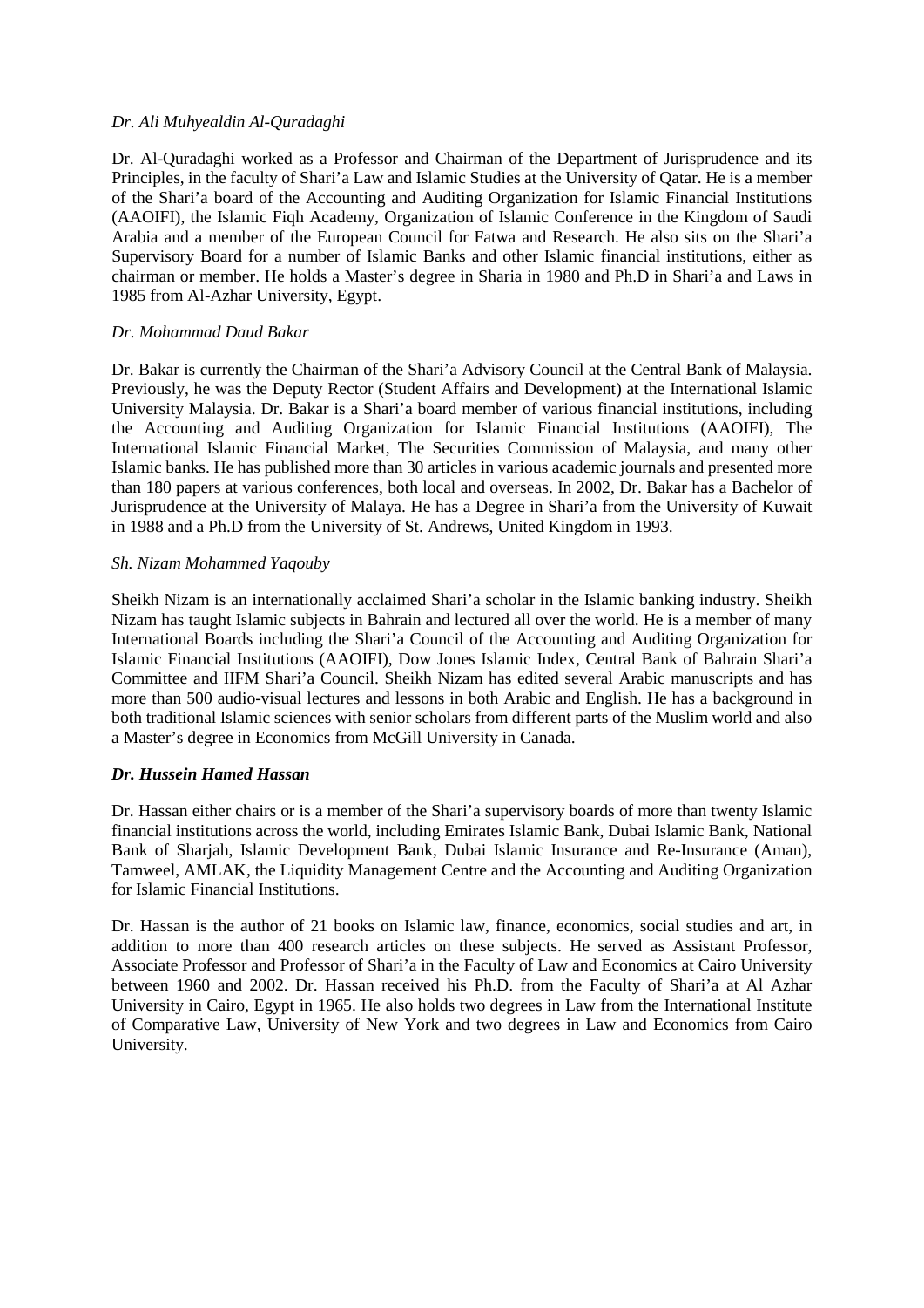*Dr. Ali Muhyealdin Al-Quradaghi*

Dr. Al-Quradaghi worked as a Professor and Chairman of the Department of Jurisprudence and its Principles, in the faculty of Shari'a Law and Islamic Studies at the University of Qatar. He is a member of the Shari'a board of the Accounting and Auditing Organization for Islamic Financial Institutions (AAOIFI), the Islamic Fiqh Academy, Organization of Islamic Conference in the Kingdom of Saudi Arabia and a member of the European Council for Fatwa and Research. He also sits on the Shari'a Supervisory Board for a number of Islamic Banks and other Islamic financial institutions, either as chairman or member. He holds a Master's degree in Sharia in 1980 and Ph.D in Shari'a and Laws in 1985 from Al-Azhar University, Egypt.

*Dr. Mohammad Daud Bakar*

Dr. Bakar is currently the Chairman of the Shari'a Advisory Council at the Central Bank of Malaysia. Previously, he was the Deputy Rector (Student Affairs and Development) at the International Islamic University Malaysia. Dr. Bakar is a Shari'a board member of various financial institutions, including the Accounting and Auditing Organization for Islamic Financial Institutions (AAOIFI), The International Islamic Financial Market, The Securities Commission of Malaysia, and many other Islamic banks. He has published more than 30 articles in various academic journals and presented more than 180 papers at various conferences, both local and overseas. In 2002, Dr. Bakar has a Bachelor of Jurisprudence at the University of Malaya. He has a Degree in Shari'a from the University of Kuwait in 1988 and a Ph.D from the University of St. Andrews, United Kingdom in 1993.

*Sh. Nizam Mohammed Yaqouby*

Sheikh Nizam is an internationally acclaimed Shari'a scholar in the Islamic banking industry. Sheikh Nizam has taught Islamic subjects in Bahrain and lectured all over the world. He is a member of many International Boards including the Shari'a Council of the Accounting and Auditing Organization for Islamic Financial Institutions (AAOIFI), Dow Jones Islamic Index, Central Bank of Bahrain Shari'a Committee and IIFM Shari'a Council. Sheikh Nizam has edited several Arabic manuscripts and has more than 500 audio-visual lectures and lessons in both Arabic and English. He has a background in both traditional Islamic sciences with senior scholars from different parts of the Muslim world and also a Master's degree in Economics from McGill University in Canada.

***Dr. Hussein Hamed Hassan***

Dr. Hassan either chairs or is a member of the Shari'a supervisory boards of more than twenty Islamic financial institutions across the world, including Emirates Islamic Bank, Dubai Islamic Bank, National Bank of Sharjah, Islamic Development Bank, Dubai Islamic Insurance and Re-Insurance (Aman), Tamweel, AMLAK, the Liquidity Management Centre and the Accounting and Auditing Organization for Islamic Financial Institutions.

Dr. Hassan is the author of 21 books on Islamic law, finance, economics, social studies and art, in addition to more than 400 research articles on these subjects. He served as Assistant Professor, Associate Professor and Professor of Shari'a in the Faculty of Law and Economics at Cairo University between 1960 and 2002. Dr. Hassan received his Ph.D. from the Faculty of Shari'a at Al Azhar University in Cairo, Egypt in 1965. He also holds two degrees in Law from the International Institute of Comparative Law, University of New York and two degrees in Law and Economics from Cairo University.